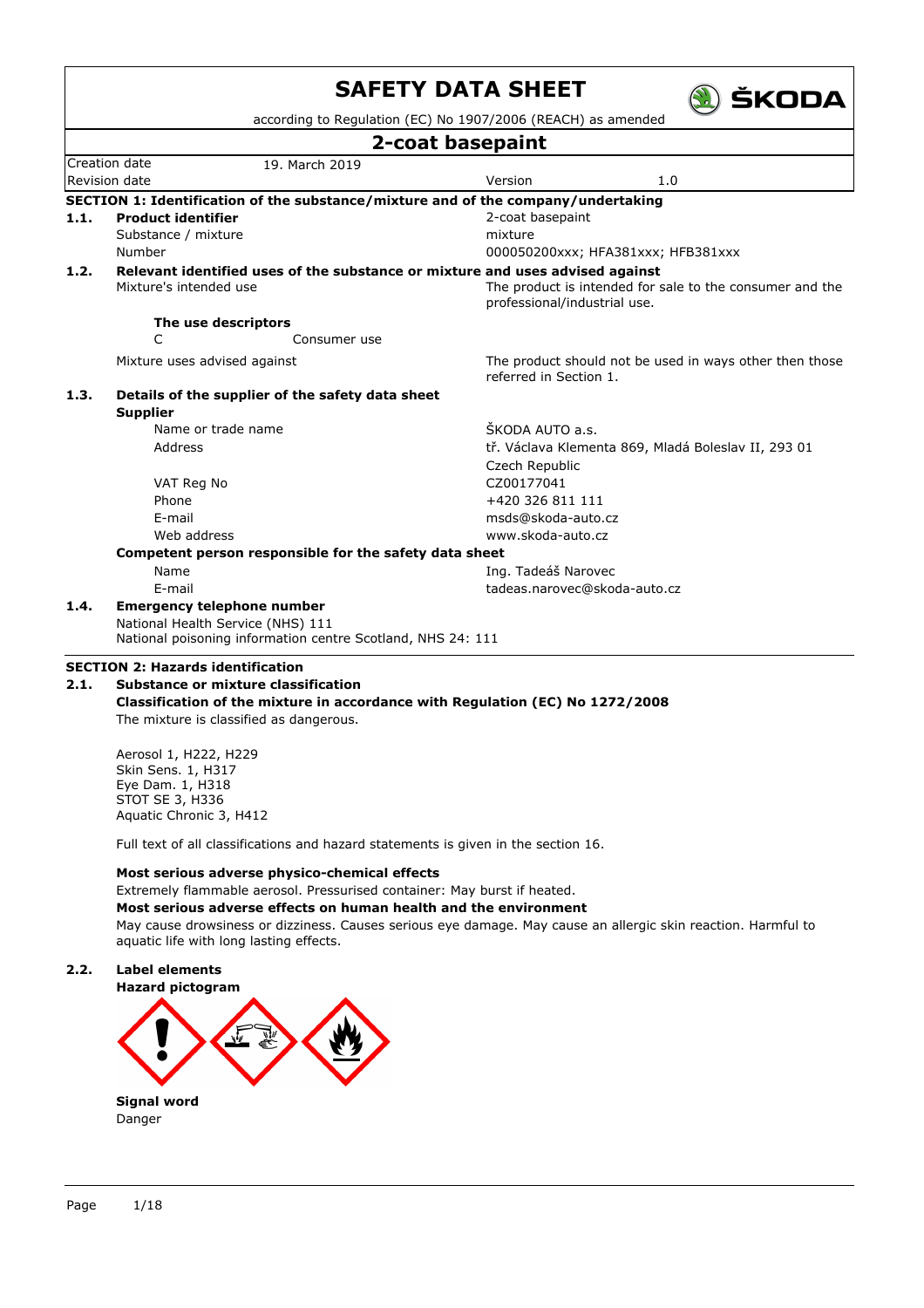# SAFETY DATA SHEET

according to Regulation (EC) No 1907/2006 (REACH) as amended

## 2-coat basepaint

| Creation date | 19. March 2019 | | |
|---|---|---|---|
| Revision date | | Version | 1.0 |

### SECTION 1: Identification of the substance/mixture and of the company/undertaking

**1.1. Product identifier**

| | |
|---|---|
| Product identifier | 2-coat basepaint |
| Substance / mixture | mixture |
| Number | 000050200xxx; HFA381xxx; HFB381xxx |

**1.2. Relevant identified uses of the substance or mixture and uses advised against**

| | |
|---|---|
| Mixture's intended use | The product is intended for sale to the consumer and the professional/industrial use. |

**The use descriptors**

C Consumer use

| | |
|---|---|
| Mixture uses advised against | The product should not be used in ways other then those referred in Section 1. |

**1.3. Details of the supplier of the safety data sheet**

**Supplier**

| | |
|---|---|
| Name or trade name | ŠKODA AUTO a.s. |
| Address | tř. Václava Klementa 869, Mladá Boleslav II, 293 01 Czech Republic |
| VAT Reg No | CZ00177041 |
| Phone | +420 326 811 111 |
| E-mail | msds@skoda-auto.cz |
| Web address | www.skoda-auto.cz |

**Competent person responsible for the safety data sheet**

| | |
|---|---|
| Name | Ing. Tadeáš Narovec |
| E-mail | tadeas.narovec@skoda-auto.cz |

**1.4. Emergency telephone number**

National Health Service (NHS) 111
National poisoning information centre Scotland, NHS 24: 111

### SECTION 2: Hazards identification

**2.1. Substance or mixture classification**

**Classification of the mixture in accordance with Regulation (EC) No 1272/2008**

The mixture is classified as dangerous.

Aerosol 1, H222, H229
Skin Sens. 1, H317
Eye Dam. 1, H318
STOT SE 3, H336
Aquatic Chronic 3, H412

Full text of all classifications and hazard statements is given in the section 16.

**Most serious adverse physico-chemical effects**

Extremely flammable aerosol. Pressurised container: May burst if heated.

**Most serious adverse effects on human health and the environment**

May cause drowsiness or dizziness. Causes serious eye damage. May cause an allergic skin reaction. Harmful to aquatic life with long lasting effects.

**2.2. Label elements**

**Hazard pictogram**

**Signal word**

Danger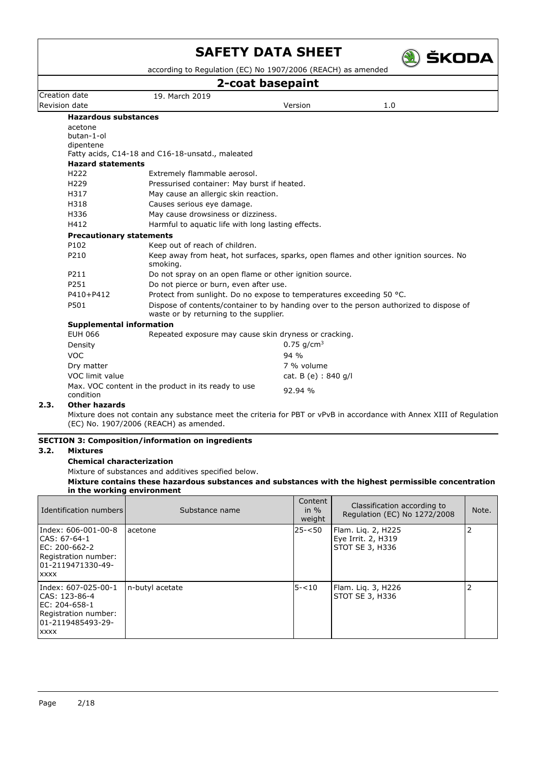**Hazardous substances**

acetone
butan-1-ol
dipentene
Fatty acids, C14-18 and C16-18-unsatd., maleated

**Hazard statements**

| | |
|---|---|
| H222 | Extremely flammable aerosol. |
| H229 | Pressurised container: May burst if heated. |
| H317 | May cause an allergic skin reaction. |
| H318 | Causes serious eye damage. |
| H336 | May cause drowsiness or dizziness. |
| H412 | Harmful to aquatic life with long lasting effects. |

**Precautionary statements**

| | |
|---|---|
| P102 | Keep out of reach of children. |
| P210 | Keep away from heat, hot surfaces, sparks, open flames and other ignition sources. No smoking. |
| P211 | Do not spray on an open flame or other ignition source. |
| P251 | Do not pierce or burn, even after use. |
| P410+P412 | Protect from sunlight. Do no expose to temperatures exceeding 50 °C. |
| P501 | Dispose of contents/container to by handing over to the person authorized to dispose of waste or by returning to the supplier. |

**Supplemental information**

| | |
|---|---|
| EUH 066 | Repeated exposure may cause skin dryness or cracking. |
| Density | 0.75 g/cm³ |
| VOC | 94 % |
| Dry matter | 7 % volume |
| VOC limit value | cat. B (e) : 840 g/l |
| Max. VOC content in the product in its ready to use condition | 92.94 % |

## 2.3. Other hazards

Mixture does not contain any substance meet the criteria for PBT or vPvB in accordance with Annex XIII of Regulation (EC) No. 1907/2006 (REACH) as amended.

## SECTION 3: Composition/information on ingredients

## 3.2. Mixtures

**Chemical characterization**

Mixture of substances and additives specified below.

**Mixture contains these hazardous substances and substances with the highest permissible concentration in the working environment**

| Identification numbers | Substance name | Content in % weight | Classification according to Regulation (EC) No 1272/2008 | Note. |
|---|---|---|---|---|
| Index: 606-001-00-8<br>CAS: 67-64-1<br>EC: 200-662-2<br>Registration number: 01-2119471330-49-xxxx | acetone | 25-<50 | Flam. Liq. 2, H225<br>Eye Irrit. 2, H319<br>STOT SE 3, H336 | 2 |
| Index: 607-025-00-1<br>CAS: 123-86-4<br>EC: 204-658-1<br>Registration number: 01-2119485493-29-xxxx | n-butyl acetate | 5-<10 | Flam. Liq. 3, H226<br>STOT SE 3, H336 | 2 |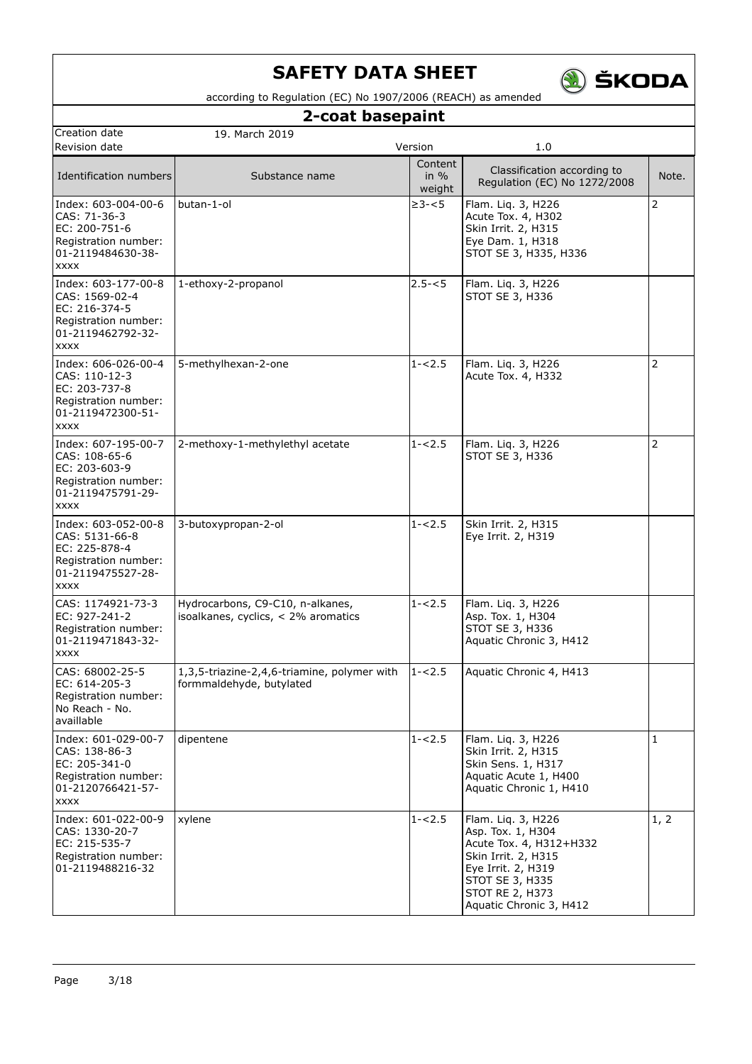# SAFETY DATA SHEET

according to Regulation (EC) No 1907/2006 (REACH) as amended

## 2-coat basepaint

| Creation date | 19. March 2019 | | |
|---|---|---|---|
| Revision date | | Version | 1.0 |

| Identification numbers | Substance name | Content in % weight | Classification according to Regulation (EC) No 1272/2008 | Note. |
|---|---|---|---|---|
| Index: 603-004-00-6<br>CAS: 71-36-3<br>EC: 200-751-6<br>Registration number: 01-2119484630-38-xxxx | butan-1-ol | ≥3-<5 | Flam. Liq. 3, H226<br>Acute Tox. 4, H302<br>Skin Irrit. 2, H315<br>Eye Dam. 1, H318<br>STOT SE 3, H335, H336 | 2 |
| Index: 603-177-00-8<br>CAS: 1569-02-4<br>EC: 216-374-5<br>Registration number: 01-2119462792-32-xxxx | 1-ethoxy-2-propanol | 2.5-<5 | Flam. Liq. 3, H226<br>STOT SE 3, H336 | |
| Index: 606-026-00-4<br>CAS: 110-12-3<br>EC: 203-737-8<br>Registration number: 01-2119472300-51-xxxx | 5-methylhexan-2-one | 1-<2.5 | Flam. Liq. 3, H226<br>Acute Tox. 4, H332 | 2 |
| Index: 607-195-00-7<br>CAS: 108-65-6<br>EC: 203-603-9<br>Registration number: 01-2119475791-29-xxxx | 2-methoxy-1-methylethyl acetate | 1-<2.5 | Flam. Liq. 3, H226<br>STOT SE 3, H336 | 2 |
| Index: 603-052-00-8<br>CAS: 5131-66-8<br>EC: 225-878-4<br>Registration number: 01-2119475527-28-xxxx | 3-butoxypropan-2-ol | 1-<2.5 | Skin Irrit. 2, H315<br>Eye Irrit. 2, H319 | |
| CAS: 1174921-73-3<br>EC: 927-241-2<br>Registration number: 01-2119471843-32-xxxx | Hydrocarbons, C9-C10, n-alkanes, isoalkanes, cyclics, < 2% aromatics | 1-<2.5 | Flam. Liq. 3, H226<br>Asp. Tox. 1, H304<br>STOT SE 3, H336<br>Aquatic Chronic 3, H412 | |
| CAS: 68002-25-5<br>EC: 614-205-3<br>Registration number: No Reach - No. availlable | 1,3,5-triazine-2,4,6-triamine, polymer with formmaldehyde, butylated | 1-<2.5 | Aquatic Chronic 4, H413 | |
| Index: 601-029-00-7<br>CAS: 138-86-3<br>EC: 205-341-0<br>Registration number: 01-2120766421-57-xxxx | dipentene | 1-<2.5 | Flam. Liq. 3, H226<br>Skin Irrit. 2, H315<br>Skin Sens. 1, H317<br>Aquatic Acute 1, H400<br>Aquatic Chronic 1, H410 | 1 |
| Index: 601-022-00-9<br>CAS: 1330-20-7<br>EC: 215-535-7<br>Registration number: 01-2119488216-32 | xylene | 1-<2.5 | Flam. Liq. 3, H226<br>Asp. Tox. 1, H304<br>Acute Tox. 4, H312+H332<br>Skin Irrit. 2, H315<br>Eye Irrit. 2, H319<br>STOT SE 3, H335<br>STOT RE 2, H373<br>Aquatic Chronic 3, H412 | 1, 2 |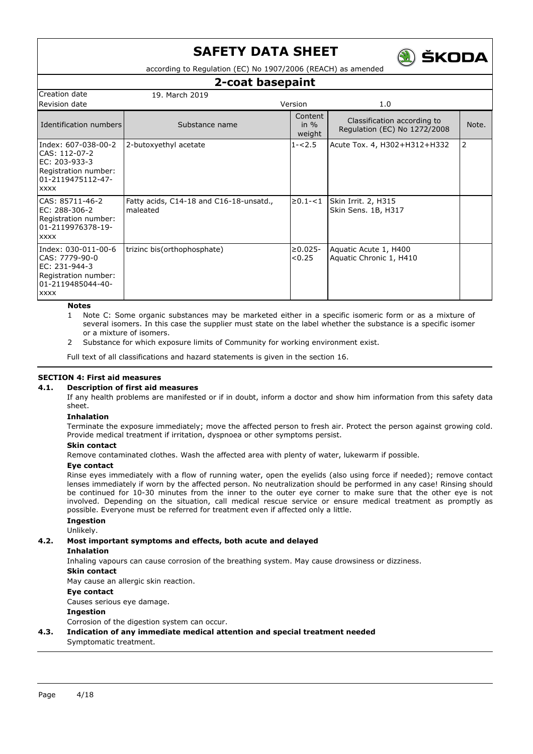| Identification numbers | Substance name | Content in % weight | Classification according to Regulation (EC) No 1272/2008 | Note. |
|---|---|---|---|---|
| Index: 607-038-00-2<br>CAS: 112-07-2<br>EC: 203-933-3<br>Registration number: 01-2119475112-47-xxxx | 2-butoxyethyl acetate | 1-<2.5 | Acute Tox. 4, H302+H312+H332 | 2 |
| CAS: 85711-46-2<br>EC: 288-306-2<br>Registration number: 01-2119976378-19-xxxx | Fatty acids, C14-18 and C16-18-unsatd., maleated | ≥0.1-<1 | Skin Irrit. 2, H315<br>Skin Sens. 1B, H317 | |
| Index: 030-011-00-6<br>CAS: 7779-90-0<br>EC: 231-944-3<br>Registration number: 01-2119485044-40-xxxx | trizinc bis(orthophosphate) | ≥0.025-<0.25 | Aquatic Acute 1, H400<br>Aquatic Chronic 1, H410 | |

**Notes**

1. Note C: Some organic substances may be marketed either in a specific isomeric form or as a mixture of several isomers. In this case the supplier must state on the label whether the substance is a specific isomer or a mixture of isomers.
2. Substance for which exposure limits of Community for working environment exist.

Full text of all classifications and hazard statements is given in the section 16.

## SECTION 4: First aid measures

### 4.1. Description of first aid measures

If any health problems are manifested or if in doubt, inform a doctor and show him information from this safety data sheet.

**Inhalation**

Terminate the exposure immediately; move the affected person to fresh air. Protect the person against growing cold. Provide medical treatment if irritation, dyspnoea or other symptoms persist.

**Skin contact**

Remove contaminated clothes. Wash the affected area with plenty of water, lukewarm if possible.

**Eye contact**

Rinse eyes immediately with a flow of running water, open the eyelids (also using force if needed); remove contact lenses immediately if worn by the affected person. No neutralization should be performed in any case! Rinsing should be continued for 10-30 minutes from the inner to the outer eye corner to make sure that the other eye is not involved. Depending on the situation, call medical rescue service or ensure medical treatment as promptly as possible. Everyone must be referred for treatment even if affected only a little.

**Ingestion**

Unlikely.

### 4.2. Most important symptoms and effects, both acute and delayed

**Inhalation**

Inhaling vapours can cause corrosion of the breathing system. May cause drowsiness or dizziness.

**Skin contact**

May cause an allergic skin reaction.

**Eye contact**

Causes serious eye damage.

**Ingestion**

Corrosion of the digestion system can occur.

### 4.3. Indication of any immediate medical attention and special treatment needed

Symptomatic treatment.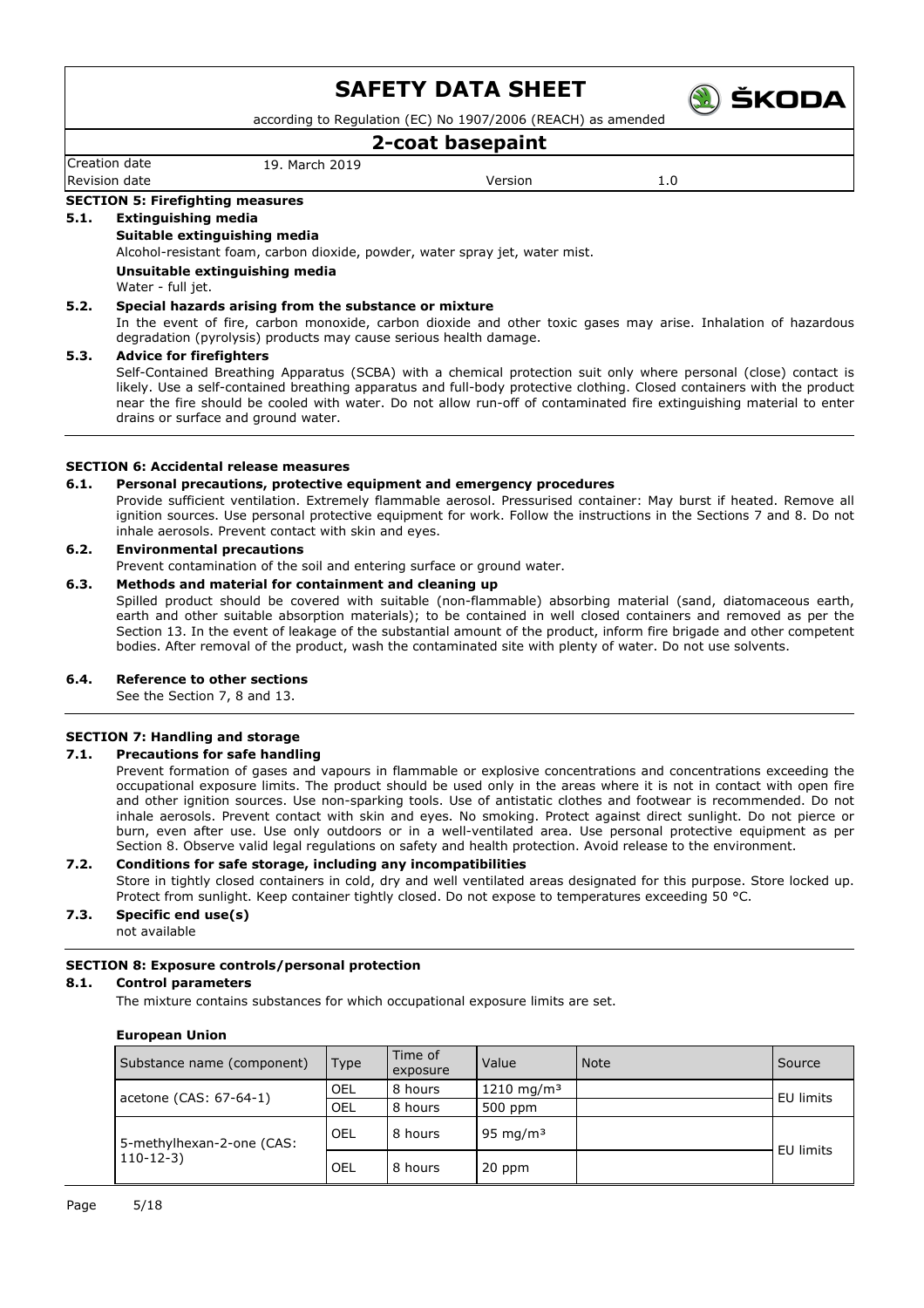## SECTION 5: Firefighting measures

### 5.1. Extinguishing media

**Suitable extinguishing media**

Alcohol-resistant foam, carbon dioxide, powder, water spray jet, water mist.

**Unsuitable extinguishing media**

Water - full jet.

### 5.2. Special hazards arising from the substance or mixture

In the event of fire, carbon monoxide, carbon dioxide and other toxic gases may arise. Inhalation of hazardous degradation (pyrolysis) products may cause serious health damage.

### 5.3. Advice for firefighters

Self-Contained Breathing Apparatus (SCBA) with a chemical protection suit only where personal (close) contact is likely. Use a self-contained breathing apparatus and full-body protective clothing. Closed containers with the product near the fire should be cooled with water. Do not allow run-off of contaminated fire extinguishing material to enter drains or surface and ground water.

## SECTION 6: Accidental release measures

### 6.1. Personal precautions, protective equipment and emergency procedures

Provide sufficient ventilation. Extremely flammable aerosol. Pressurised container: May burst if heated. Remove all ignition sources. Use personal protective equipment for work. Follow the instructions in the Sections 7 and 8. Do not inhale aerosols. Prevent contact with skin and eyes.

### 6.2. Environmental precautions

Prevent contamination of the soil and entering surface or ground water.

### 6.3. Methods and material for containment and cleaning up

Spilled product should be covered with suitable (non-flammable) absorbing material (sand, diatomaceous earth, earth and other suitable absorption materials); to be contained in well closed containers and removed as per the Section 13. In the event of leakage of the substantial amount of the product, inform fire brigade and other competent bodies. After removal of the product, wash the contaminated site with plenty of water. Do not use solvents.

### 6.4. Reference to other sections

See the Section 7, 8 and 13.

## SECTION 7: Handling and storage

### 7.1. Precautions for safe handling

Prevent formation of gases and vapours in flammable or explosive concentrations and concentrations exceeding the occupational exposure limits. The product should be used only in the areas where it is not in contact with open fire and other ignition sources. Use non-sparking tools. Use of antistatic clothes and footwear is recommended. Do not inhale aerosols. Prevent contact with skin and eyes. No smoking. Protect against direct sunlight. Do not pierce or burn, even after use. Use only outdoors or in a well-ventilated area. Use personal protective equipment as per Section 8. Observe valid legal regulations on safety and health protection. Avoid release to the environment.

### 7.2. Conditions for safe storage, including any incompatibilities

Store in tightly closed containers in cold, dry and well ventilated areas designated for this purpose. Store locked up. Protect from sunlight. Keep container tightly closed. Do not expose to temperatures exceeding 50 °C.

### 7.3. Specific end use(s)

not available

## SECTION 8: Exposure controls/personal protection

### 8.1. Control parameters

The mixture contains substances for which occupational exposure limits are set.

**European Union**

| Substance name (component) | Type | Time of exposure | Value | Note | Source |
|---|---|---|---|---|---|
| acetone (CAS: 67-64-1) | OEL | 8 hours | 1210 mg/m³ | | EU limits |
| | OEL | 8 hours | 500 ppm | | |
| 5-methylhexan-2-one (CAS: 110-12-3) | OEL | 8 hours | 95 mg/m³ | | EU limits |
| | OEL | 8 hours | 20 ppm | | |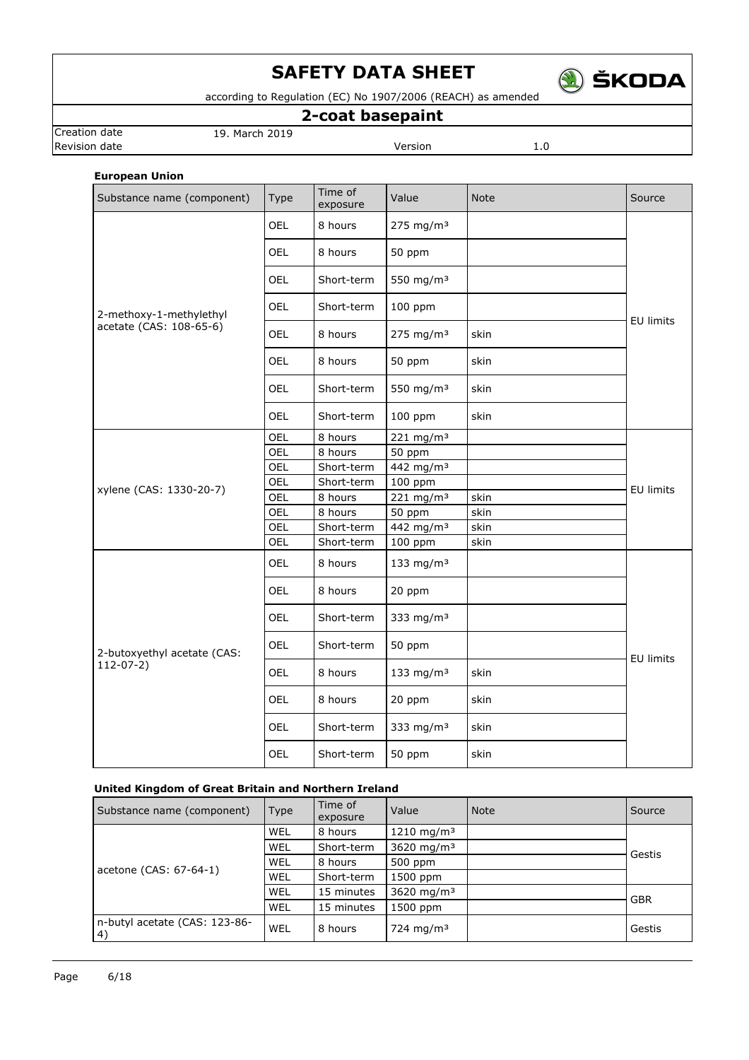**European Union**

| Substance name (component) | Type | Time of exposure | Value | Note | Source |
| --- | --- | --- | --- | --- | --- |
| 2-methoxy-1-methylethyl acetate (CAS: 108-65-6) | OEL | 8 hours | 275 mg/m³ | | EU limits |
| | OEL | 8 hours | 50 ppm | | |
| | OEL | Short-term | 550 mg/m³ | | |
| | OEL | Short-term | 100 ppm | | |
| | OEL | 8 hours | 275 mg/m³ | skin | |
| | OEL | 8 hours | 50 ppm | skin | |
| | OEL | Short-term | 550 mg/m³ | skin | |
| | OEL | Short-term | 100 ppm | skin | |
| xylene (CAS: 1330-20-7) | OEL | 8 hours | 221 mg/m³ | | EU limits |
| | OEL | 8 hours | 50 ppm | | |
| | OEL | Short-term | 442 mg/m³ | | |
| | OEL | Short-term | 100 ppm | | |
| | OEL | 8 hours | 221 mg/m³ | skin | |
| | OEL | 8 hours | 50 ppm | skin | |
| | OEL | Short-term | 442 mg/m³ | skin | |
| | OEL | Short-term | 100 ppm | skin | |
| 2-butoxyethyl acetate (CAS: 112-07-2) | OEL | 8 hours | 133 mg/m³ | | EU limits |
| | OEL | 8 hours | 20 ppm | | |
| | OEL | Short-term | 333 mg/m³ | | |
| | OEL | Short-term | 50 ppm | | |
| | OEL | 8 hours | 133 mg/m³ | skin | |
| | OEL | 8 hours | 20 ppm | skin | |
| | OEL | Short-term | 333 mg/m³ | skin | |
| | OEL | Short-term | 50 ppm | skin | |

**United Kingdom of Great Britain and Northern Ireland**

| Substance name (component) | Type | Time of exposure | Value | Note | Source |
| --- | --- | --- | --- | --- | --- |
| acetone (CAS: 67-64-1) | WEL | 8 hours | 1210 mg/m³ | | Gestis |
| | WEL | Short-term | 3620 mg/m³ | | |
| | WEL | 8 hours | 500 ppm | | |
| | WEL | Short-term | 1500 ppm | | |
| | WEL | 15 minutes | 3620 mg/m³ | | GBR |
| | WEL | 15 minutes | 1500 ppm | | |
| n-butyl acetate (CAS: 123-86-4) | WEL | 8 hours | 724 mg/m³ | | Gestis |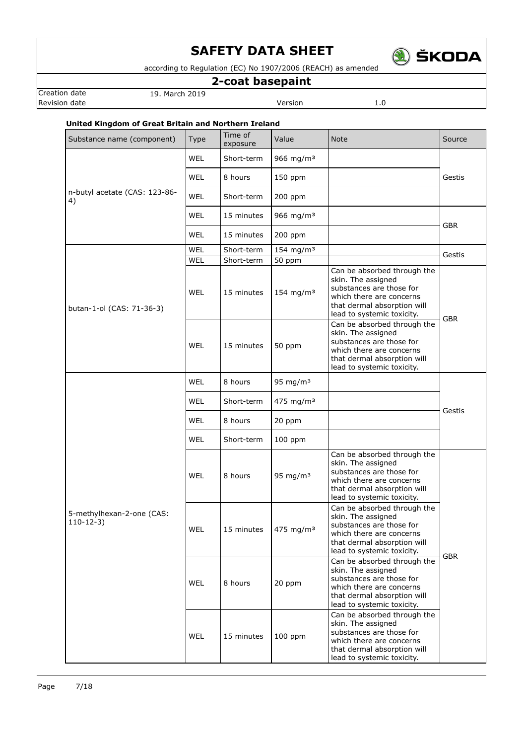**United Kingdom of Great Britain and Northern Ireland**

| Substance name (component) | Type | Time of exposure | Value | Note | Source |
|---|---|---|---|---|---|
| n-butyl acetate (CAS: 123-86-4) | WEL | Short-term | 966 mg/m³ | | Gestis |
| | WEL | 8 hours | 150 ppm | | |
| | WEL | Short-term | 200 ppm | | |
| | WEL | 15 minutes | 966 mg/m³ | | GBR |
| | WEL | 15 minutes | 200 ppm | | |
| butan-1-ol (CAS: 71-36-3) | WEL | Short-term | 154 mg/m³ | | Gestis |
| | WEL | Short-term | 50 ppm | | |
| | WEL | 15 minutes | 154 mg/m³ | Can be absorbed through the skin. The assigned substances are those for which there are concerns that dermal absorption will lead to systemic toxicity. | GBR |
| | WEL | 15 minutes | 50 ppm | Can be absorbed through the skin. The assigned substances are those for which there are concerns that dermal absorption will lead to systemic toxicity. | |
| 5-methylhexan-2-one (CAS: 110-12-3) | WEL | 8 hours | 95 mg/m³ | | Gestis |
| | WEL | Short-term | 475 mg/m³ | | |
| | WEL | 8 hours | 20 ppm | | |
| | WEL | Short-term | 100 ppm | | |
| | WEL | 8 hours | 95 mg/m³ | Can be absorbed through the skin. The assigned substances are those for which there are concerns that dermal absorption will lead to systemic toxicity. | GBR |
| | WEL | 15 minutes | 475 mg/m³ | Can be absorbed through the skin. The assigned substances are those for which there are concerns that dermal absorption will lead to systemic toxicity. | |
| | WEL | 8 hours | 20 ppm | Can be absorbed through the skin. The assigned substances are those for which there are concerns that dermal absorption will lead to systemic toxicity. | |
| | WEL | 15 minutes | 100 ppm | Can be absorbed through the skin. The assigned substances are those for which there are concerns that dermal absorption will lead to systemic toxicity. | |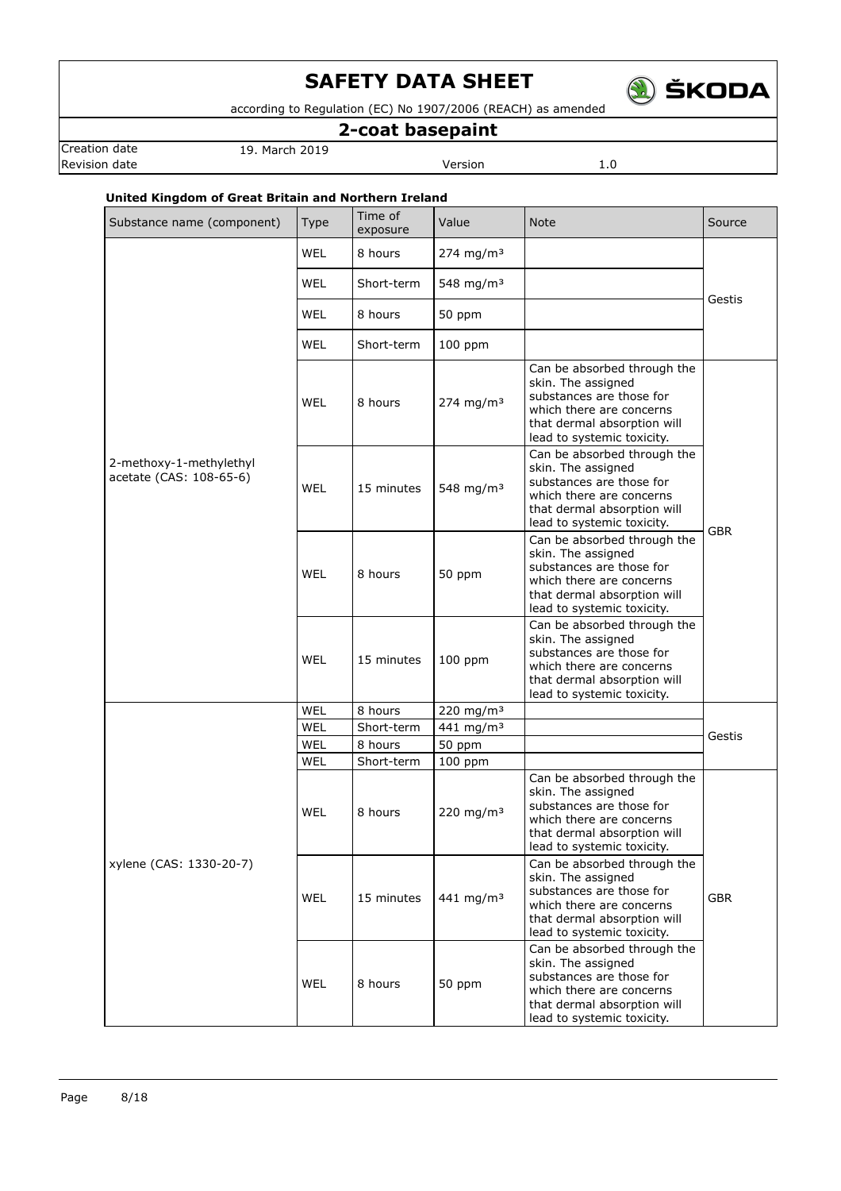**United Kingdom of Great Britain and Northern Ireland**

| Substance name (component) | Type | Time of exposure | Value | Note | Source |
|---|---|---|---|---|---|
| 2-methoxy-1-methylethyl acetate (CAS: 108-65-6) | WEL | 8 hours | 274 mg/m³ | | Gestis |
| | WEL | Short-term | 548 mg/m³ | | |
| | WEL | 8 hours | 50 ppm | | |
| | WEL | Short-term | 100 ppm | | |
| | WEL | 8 hours | 274 mg/m³ | Can be absorbed through the skin. The assigned substances are those for which there are concerns that dermal absorption will lead to systemic toxicity. | GBR |
| | WEL | 15 minutes | 548 mg/m³ | Can be absorbed through the skin. The assigned substances are those for which there are concerns that dermal absorption will lead to systemic toxicity. | |
| | WEL | 8 hours | 50 ppm | Can be absorbed through the skin. The assigned substances are those for which there are concerns that dermal absorption will lead to systemic toxicity. | |
| | WEL | 15 minutes | 100 ppm | Can be absorbed through the skin. The assigned substances are those for which there are concerns that dermal absorption will lead to systemic toxicity. | |
| xylene (CAS: 1330-20-7) | WEL | 8 hours | 220 mg/m³ | | Gestis |
| | WEL | Short-term | 441 mg/m³ | | |
| | WEL | 8 hours | 50 ppm | | |
| | WEL | Short-term | 100 ppm | | |
| | WEL | 8 hours | 220 mg/m³ | Can be absorbed through the skin. The assigned substances are those for which there are concerns that dermal absorption will lead to systemic toxicity. | GBR |
| | WEL | 15 minutes | 441 mg/m³ | Can be absorbed through the skin. The assigned substances are those for which there are concerns that dermal absorption will lead to systemic toxicity. | |
| | WEL | 8 hours | 50 ppm | Can be absorbed through the skin. The assigned substances are those for which there are concerns that dermal absorption will lead to systemic toxicity. | |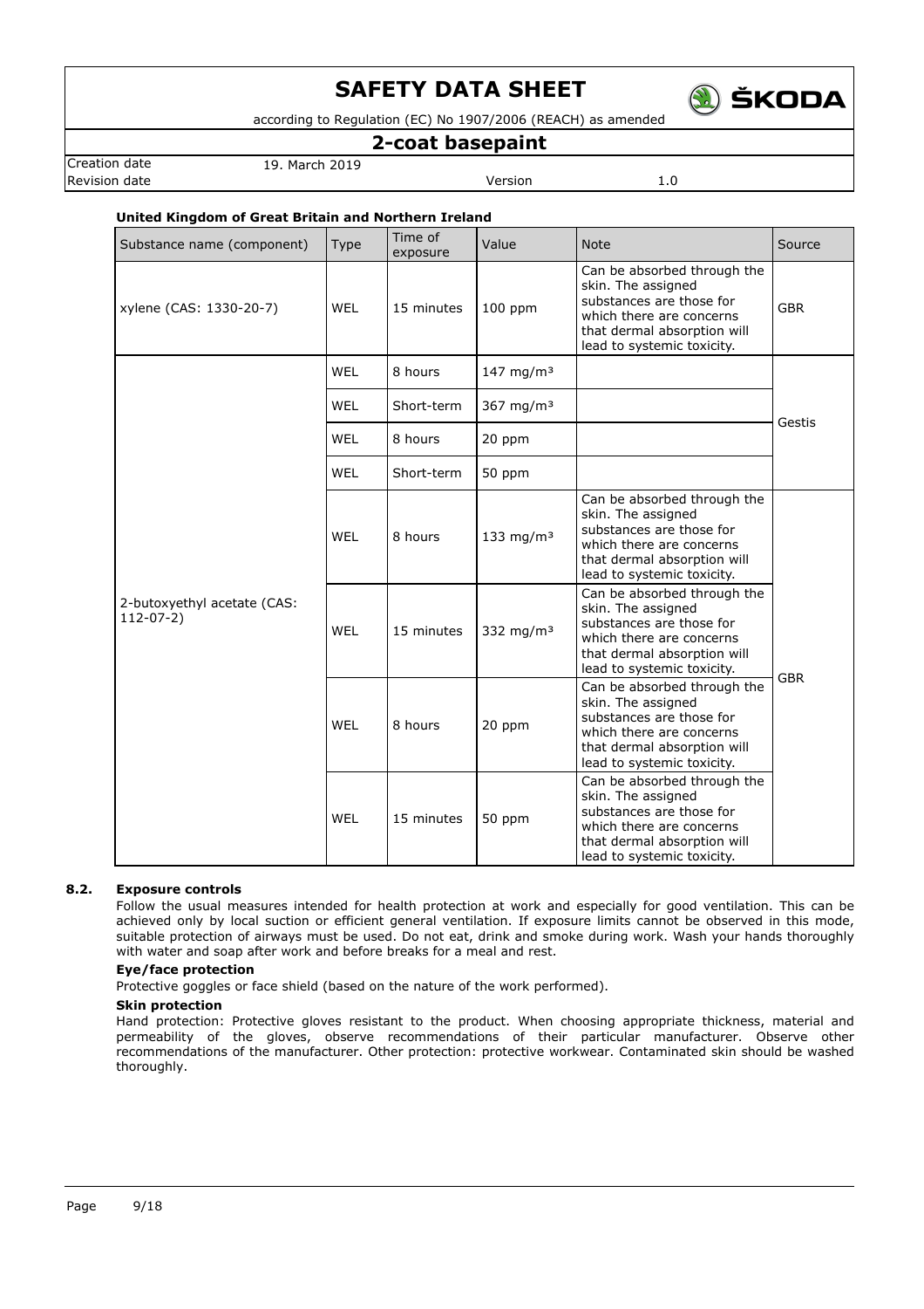**United Kingdom of Great Britain and Northern Ireland**

| Substance name (component) | Type | Time of exposure | Value | Note | Source |
|---|---|---|---|---|---|
| xylene (CAS: 1330-20-7) | WEL | 15 minutes | 100 ppm | Can be absorbed through the skin. The assigned substances are those for which there are concerns that dermal absorption will lead to systemic toxicity. | GBR |
| 2-butoxyethyl acetate (CAS: 112-07-2) | WEL | 8 hours | 147 mg/m³ | | Gestis |
| | WEL | Short-term | 367 mg/m³ | | |
| | WEL | 8 hours | 20 ppm | | |
| | WEL | Short-term | 50 ppm | | |
| | WEL | 8 hours | 133 mg/m³ | Can be absorbed through the skin. The assigned substances are those for which there are concerns that dermal absorption will lead to systemic toxicity. | GBR |
| | WEL | 15 minutes | 332 mg/m³ | Can be absorbed through the skin. The assigned substances are those for which there are concerns that dermal absorption will lead to systemic toxicity. | |
| | WEL | 8 hours | 20 ppm | Can be absorbed through the skin. The assigned substances are those for which there are concerns that dermal absorption will lead to systemic toxicity. | |
| | WEL | 15 minutes | 50 ppm | Can be absorbed through the skin. The assigned substances are those for which there are concerns that dermal absorption will lead to systemic toxicity. | |

### 8.2. Exposure controls

Follow the usual measures intended for health protection at work and especially for good ventilation. This can be achieved only by local suction or efficient general ventilation. If exposure limits cannot be observed in this mode, suitable protection of airways must be used. Do not eat, drink and smoke during work. Wash your hands thoroughly with water and soap after work and before breaks for a meal and rest.

**Eye/face protection**

Protective goggles or face shield (based on the nature of the work performed).

**Skin protection**

Hand protection: Protective gloves resistant to the product. When choosing appropriate thickness, material and permeability of the gloves, observe recommendations of their particular manufacturer. Observe other recommendations of the manufacturer. Other protection: protective workwear. Contaminated skin should be washed thoroughly.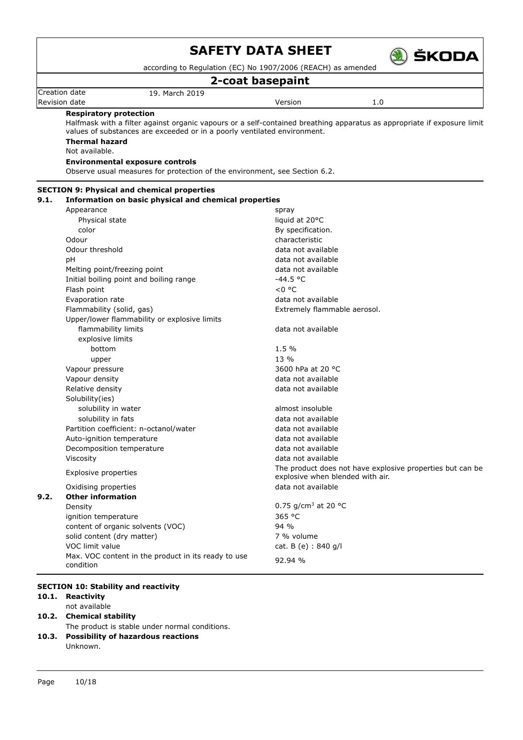**Respiratory protection**

Halfmask with a filter against organic vapours or a self-contained breathing apparatus as appropriate if exposure limit values of substances are exceeded or in a poorly ventilated environment.

**Thermal hazard**

Not available.

**Environmental exposure controls**

Observe usual measures for protection of the environment, see Section 6.2.

## SECTION 9: Physical and chemical properties

### 9.1. Information on basic physical and chemical properties

| Property | Value |
|---|---|
| Appearance | spray |
| Physical state | liquid at 20°C |
| color | By specification. |
| Odour | characteristic |
| Odour threshold | data not available |
| pH | data not available |
| Melting point/freezing point | data not available |
| Initial boiling point and boiling range | -44.5 °C |
| Flash point | <0 °C |
| Evaporation rate | data not available |
| Flammability (solid, gas) | Extremely flammable aerosol. |
| Upper/lower flammability or explosive limits | |
| flammability limits | data not available |
| explosive limits | |
| bottom | 1.5 % |
| upper | 13 % |
| Vapour pressure | 3600 hPa at 20 °C |
| Vapour density | data not available |
| Relative density | data not available |
| Solubility(ies) | |
| solubility in water | almost insoluble |
| solubility in fats | data not available |
| Partition coefficient: n-octanol/water | data not available |
| Auto-ignition temperature | data not available |
| Decomposition temperature | data not available |
| Viscosity | data not available |
| Explosive properties | The product does not have explosive properties but can be explosive when blended with air. |
| Oxidising properties | data not available |

### 9.2. Other information

| Property | Value |
|---|---|
| Density | 0.75 g/cm³ at 20 °C |
| ignition temperature | 365 °C |
| content of organic solvents (VOC) | 94 % |
| solid content (dry matter) | 7 % volume |
| VOC limit value | cat. B (e) : 840 g/l |
| Max. VOC content in the product in its ready to use condition | 92.94 % |

## SECTION 10: Stability and reactivity

### 10.1. Reactivity

not available

### 10.2. Chemical stability

The product is stable under normal conditions.

### 10.3. Possibility of hazardous reactions

Unknown.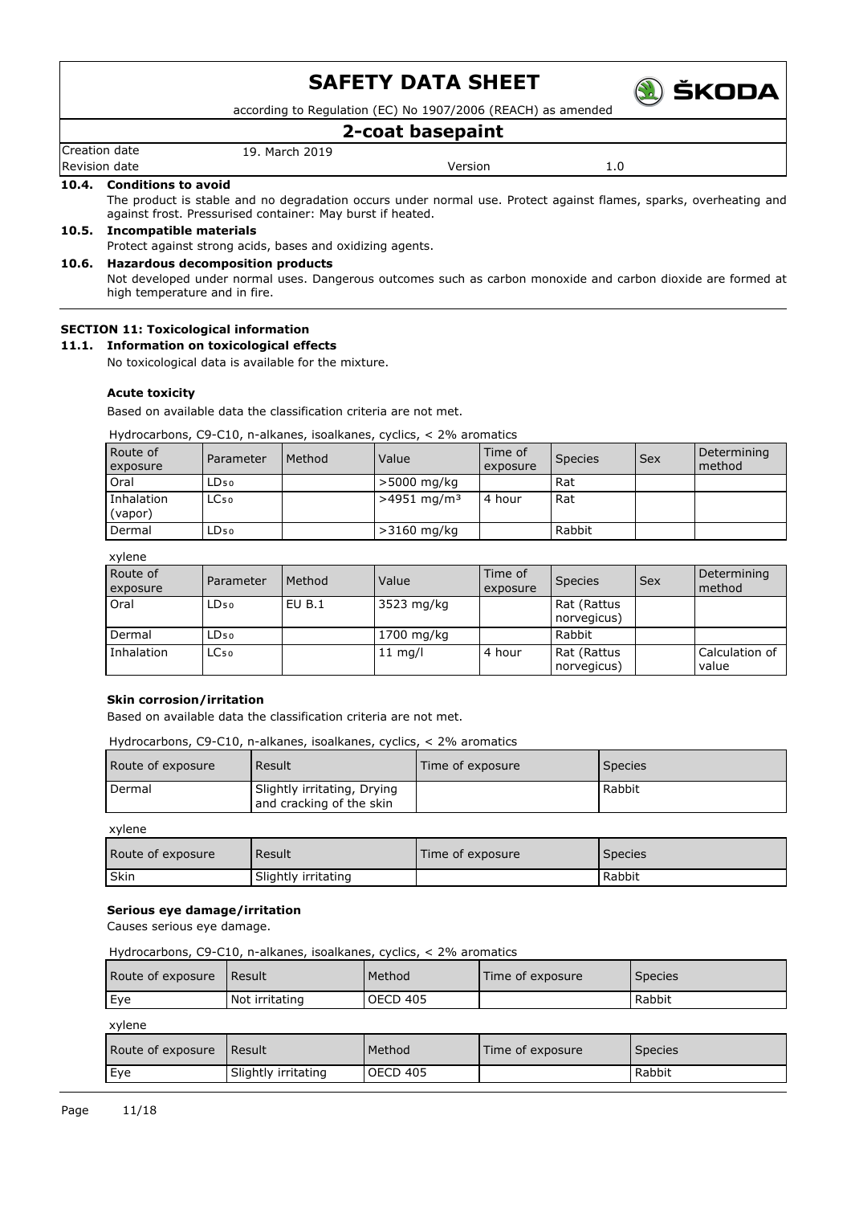### 10.4. Conditions to avoid

The product is stable and no degradation occurs under normal use. Protect against flames, sparks, overheating and against frost. Pressurised container: May burst if heated.

### 10.5. Incompatible materials

Protect against strong acids, bases and oxidizing agents.

### 10.6. Hazardous decomposition products

Not developed under normal uses. Dangerous outcomes such as carbon monoxide and carbon dioxide are formed at high temperature and in fire.

## SECTION 11: Toxicological information

### 11.1. Information on toxicological effects

No toxicological data is available for the mixture.

**Acute toxicity**

Based on available data the classification criteria are not met.

Hydrocarbons, C9-C10, n-alkanes, isoalkanes, cyclics, < 2% aromatics

| Route of exposure | Parameter | Method | Value | Time of exposure | Species | Sex | Determining method |
|---|---|---|---|---|---|---|---|
| Oral | $LD_{50}$ | | >5000 mg/kg | | Rat | | |
| Inhalation (vapor) | $LC_{50}$ | | >4951 mg/m³ | 4 hour | Rat | | |
| Dermal | $LD_{50}$ | | >3160 mg/kg | | Rabbit | | |

xylene

| Route of exposure | Parameter | Method | Value | Time of exposure | Species | Sex | Determining method |
|---|---|---|---|---|---|---|---|
| Oral | $LD_{50}$ | EU B.1 | 3523 mg/kg | | Rat (Rattus norvegicus) | | |
| Dermal | $LD_{50}$ | | 1700 mg/kg | | Rabbit | | |
| Inhalation | $LC_{50}$ | | 11 mg/l | 4 hour | Rat (Rattus norvegicus) | | Calculation of value |

**Skin corrosion/irritation**

Based on available data the classification criteria are not met.

Hydrocarbons, C9-C10, n-alkanes, isoalkanes, cyclics, < 2% aromatics

| Route of exposure | Result | Time of exposure | Species |
|---|---|---|---|
| Dermal | Slightly irritating, Drying and cracking of the skin | | Rabbit |

xylene

| Route of exposure | Result | Time of exposure | Species |
|---|---|---|---|
| Skin | Slightly irritating | | Rabbit |

**Serious eye damage/irritation**

Causes serious eye damage.

Hydrocarbons, C9-C10, n-alkanes, isoalkanes, cyclics, < 2% aromatics

| Route of exposure | Result | Method | Time of exposure | Species |
|---|---|---|---|---|
| Eye | Not irritating | OECD 405 | | Rabbit |

xylene

| Route of exposure | Result | Method | Time of exposure | Species |
|---|---|---|---|---|
| Eye | Slightly irritating | OECD 405 | | Rabbit |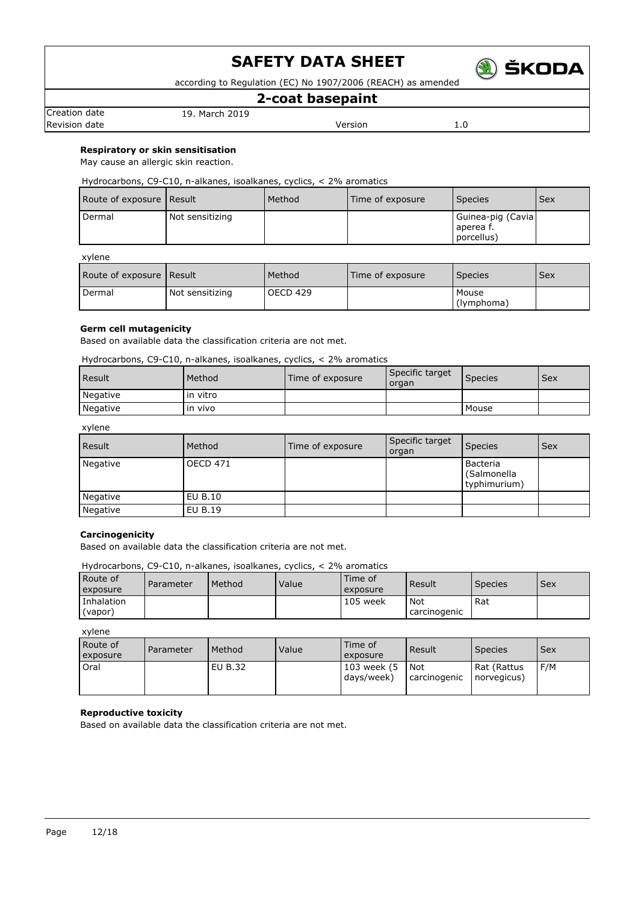**Respiratory or skin sensitisation**

May cause an allergic skin reaction.

Hydrocarbons, C9-C10, n-alkanes, isoalkanes, cyclics, < 2% aromatics

| Route of exposure | Result | Method | Time of exposure | Species | Sex |
|---|---|---|---|---|---|
| Dermal | Not sensitizing | | | Guinea-pig (Cavia aperea f. porcellus) | |

xylene

| Route of exposure | Result | Method | Time of exposure | Species | Sex |
|---|---|---|---|---|---|
| Dermal | Not sensitizing | OECD 429 | | Mouse (lymphoma) | |

**Germ cell mutagenicity**

Based on available data the classification criteria are not met.

Hydrocarbons, C9-C10, n-alkanes, isoalkanes, cyclics, < 2% aromatics

| Result | Method | Time of exposure | Specific target organ | Species | Sex |
|---|---|---|---|---|---|
| Negative | in vitro | | | | |
| Negative | in vivo | | | Mouse | |

xylene

| Result | Method | Time of exposure | Specific target organ | Species | Sex |
|---|---|---|---|---|---|
| Negative | OECD 471 | | | Bacteria (Salmonella typhimurium) | |
| Negative | EU B.10 | | | | |
| Negative | EU B.19 | | | | |

**Carcinogenicity**

Based on available data the classification criteria are not met.

Hydrocarbons, C9-C10, n-alkanes, isoalkanes, cyclics, < 2% aromatics

| Route of exposure | Parameter | Method | Value | Time of exposure | Result | Species | Sex |
|---|---|---|---|---|---|---|---|
| Inhalation (vapor) | | | | 105 week | Not carcinogenic | Rat | |

xylene

| Route of exposure | Parameter | Method | Value | Time of exposure | Result | Species | Sex |
|---|---|---|---|---|---|---|---|
| Oral | | EU B.32 | | 103 week (5 days/week) | Not carcinogenic | Rat (Rattus norvegicus) | F/M |

**Reproductive toxicity**

Based on available data the classification criteria are not met.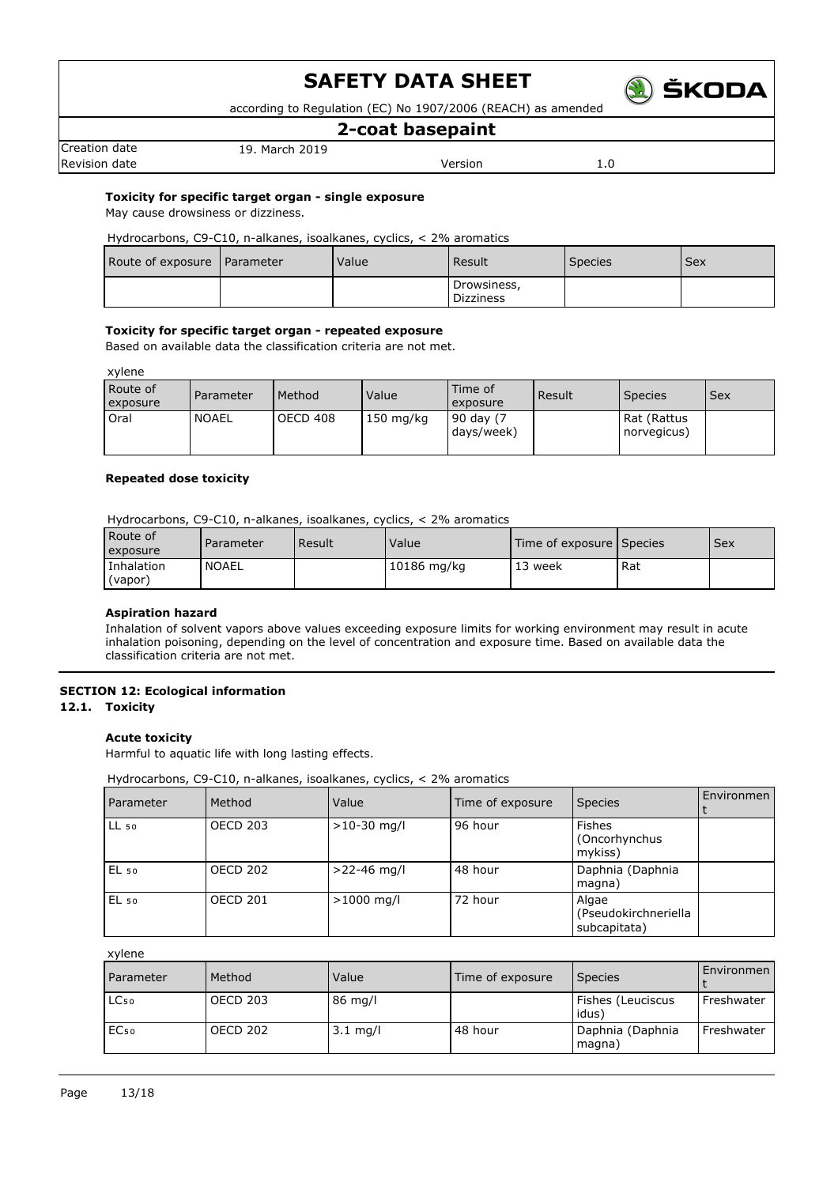**Toxicity for specific target organ - single exposure**

May cause drowsiness or dizziness.

Hydrocarbons, C9-C10, n-alkanes, isoalkanes, cyclics, < 2% aromatics

| Route of exposure | Parameter | Value | Result | Species | Sex |
|---|---|---|---|---|---|
| | | | Drowsiness, Dizziness | | |

**Toxicity for specific target organ - repeated exposure**

Based on available data the classification criteria are not met.

xylene

| Route of exposure | Parameter | Method | Value | Time of exposure | Result | Species | Sex |
|---|---|---|---|---|---|---|---|
| Oral | NOAEL | OECD 408 | 150 mg/kg | 90 day (7 days/week) | | Rat (Rattus norvegicus) | |

**Repeated dose toxicity**

Hydrocarbons, C9-C10, n-alkanes, isoalkanes, cyclics, < 2% aromatics

| Route of exposure | Parameter | Result | Value | Time of exposure | Species | Sex |
|---|---|---|---|---|---|---|
| Inhalation (vapor) | NOAEL | | 10186 mg/kg | 13 week | Rat | |

**Aspiration hazard**

Inhalation of solvent vapors above values exceeding exposure limits for working environment may result in acute inhalation poisoning, depending on the level of concentration and exposure time. Based on available data the classification criteria are not met.

## SECTION 12: Ecological information

### 12.1. Toxicity

**Acute toxicity**

Harmful to aquatic life with long lasting effects.

Hydrocarbons, C9-C10, n-alkanes, isoalkanes, cyclics, < 2% aromatics

| Parameter | Method | Value | Time of exposure | Species | Environment |
|---|---|---|---|---|---|
| $LL_{50}$ | OECD 203 | >10-30 mg/l | 96 hour | Fishes (Oncorhynchus mykiss) | |
| $EL_{50}$ | OECD 202 | >22-46 mg/l | 48 hour | Daphnia (Daphnia magna) | |
| $EL_{50}$ | OECD 201 | >1000 mg/l | 72 hour | Algae (Pseudokirchneriella subcapitata) | |

xylene

| Parameter | Method | Value | Time of exposure | Species | Environment |
|---|---|---|---|---|---|
| $LC_{50}$ | OECD 203 | 86 mg/l | | Fishes (Leuciscus idus) | Freshwater |
| $EC_{50}$ | OECD 202 | 3.1 mg/l | 48 hour | Daphnia (Daphnia magna) | Freshwater |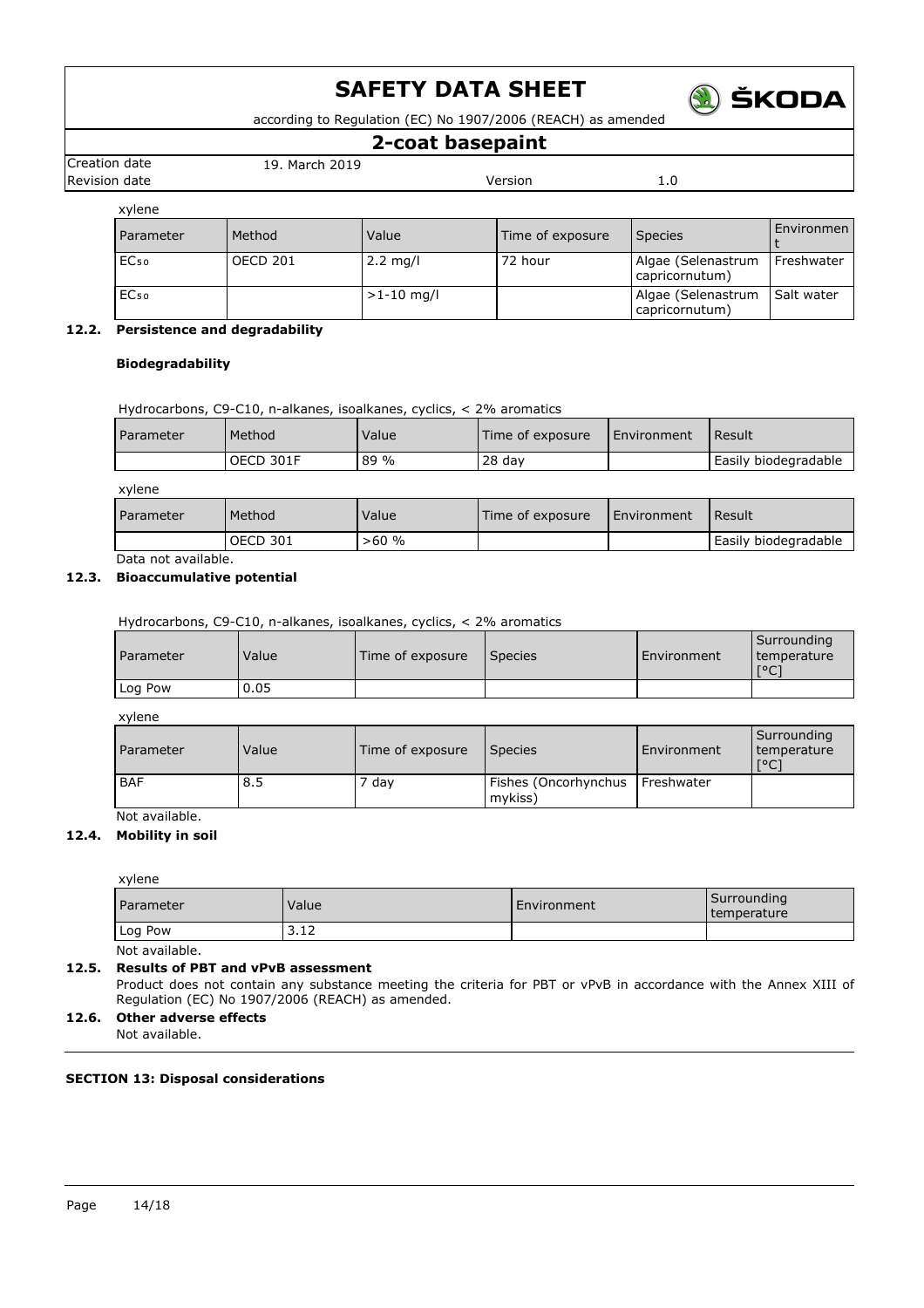xylene

| Parameter | Method | Value | Time of exposure | Species | Environment |
|---|---|---|---|---|---|
| $EC_{50}$ | OECD 201 | 2.2 mg/l | 72 hour | Algae (Selenastrum capricornutum) | Freshwater |
| $EC_{50}$ | | >1-10 mg/l | | Algae (Selenastrum capricornutum) | Salt water |

### 12.2. Persistence and degradability

**Biodegradability**

Hydrocarbons, C9-C10, n-alkanes, isoalkanes, cyclics, < 2% aromatics

| Parameter | Method | Value | Time of exposure | Environment | Result |
|---|---|---|---|---|---|
| | OECD 301F | 89 % | 28 day | | Easily biodegradable |

xylene

| Parameter | Method | Value | Time of exposure | Environment | Result |
|---|---|---|---|---|---|
| | OECD 301 | >60 % | | | Easily biodegradable |

Data not available.

### 12.3. Bioaccumulative potential

Hydrocarbons, C9-C10, n-alkanes, isoalkanes, cyclics, < 2% aromatics

| Parameter | Value | Time of exposure | Species | Environment | Surrounding temperature [°C] |
|---|---|---|---|---|---|
| Log Pow | 0.05 | | | | |

xylene

| Parameter | Value | Time of exposure | Species | Environment | Surrounding temperature [°C] |
|---|---|---|---|---|---|
| BAF | 8.5 | 7 day | Fishes (Oncorhynchus mykiss) | Freshwater | |

Not available.

### 12.4. Mobility in soil

xylene

| Parameter | Value | Environment | Surrounding temperature |
|---|---|---|---|
| Log Pow | 3.12 | | |

Not available.

### 12.5. Results of PBT and vPvB assessment

Product does not contain any substance meeting the criteria for PBT or vPvB in accordance with the Annex XIII of Regulation (EC) No 1907/2006 (REACH) as amended.

### 12.6. Other adverse effects

Not available.

## SECTION 13: Disposal considerations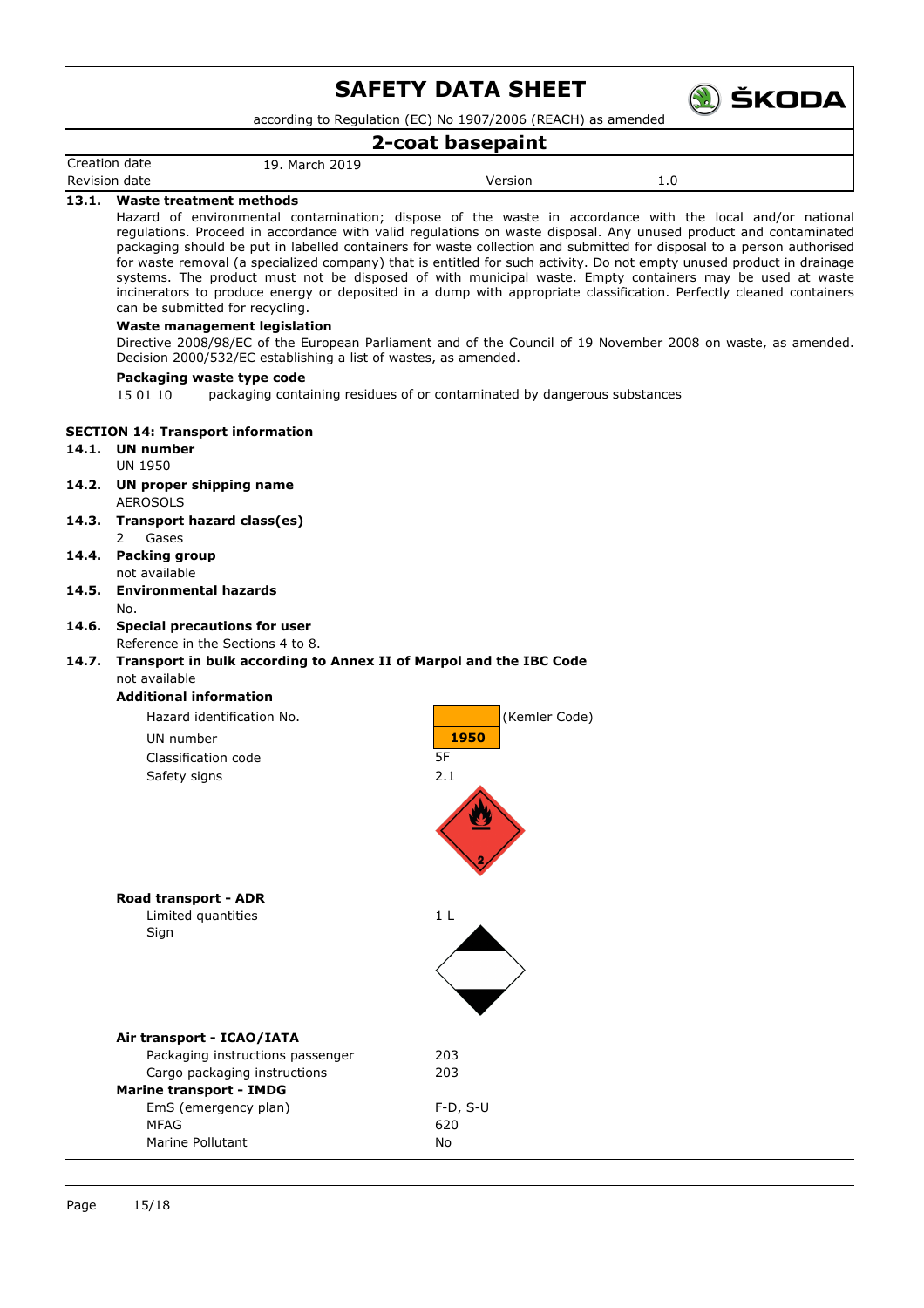**13.1. Waste treatment methods**

Hazard of environmental contamination; dispose of the waste in accordance with the local and/or national regulations. Proceed in accordance with valid regulations on waste disposal. Any unused product and contaminated packaging should be put in labelled containers for waste collection and submitted for disposal to a person authorised for waste removal (a specialized company) that is entitled for such activity. Do not empty unused product in drainage systems. The product must not be disposed of with municipal waste. Empty containers may be used at waste incinerators to produce energy or deposited in a dump with appropriate classification. Perfectly cleaned containers can be submitted for recycling.

**Waste management legislation**

Directive 2008/98/EC of the European Parliament and of the Council of 19 November 2008 on waste, as amended. Decision 2000/532/EC establishing a list of wastes, as amended.

**Packaging waste type code**

15 01 10 packaging containing residues of or contaminated by dangerous substances

## SECTION 14: Transport information

**14.1. UN number**

UN 1950

**14.2. UN proper shipping name**

AEROSOLS

**14.3. Transport hazard class(es)**

2 Gases

**14.4. Packing group**

not available

**14.5. Environmental hazards**

No.

**14.6. Special precautions for user**

Reference in the Sections 4 to 8.

**14.7. Transport in bulk according to Annex II of Marpol and the IBC Code**

not available

**Additional information**

| | | |
|---|---|---|
| Hazard identification No. | | (Kemler Code) |
| UN number | 1950 | |
| Classification code | 5F | |
| Safety signs | 2.1 | |

**Road transport - ADR**

| | |
|---|---|
| Limited quantities | 1 L |
| Sign | |

**Air transport - ICAO/IATA**

| | |
|---|---|
| Packaging instructions passenger | 203 |
| Cargo packaging instructions | 203 |

**Marine transport - IMDG**

| | |
|---|---|
| EmS (emergency plan) | F-D, S-U |
| MFAG | 620 |
| Marine Pollutant | No |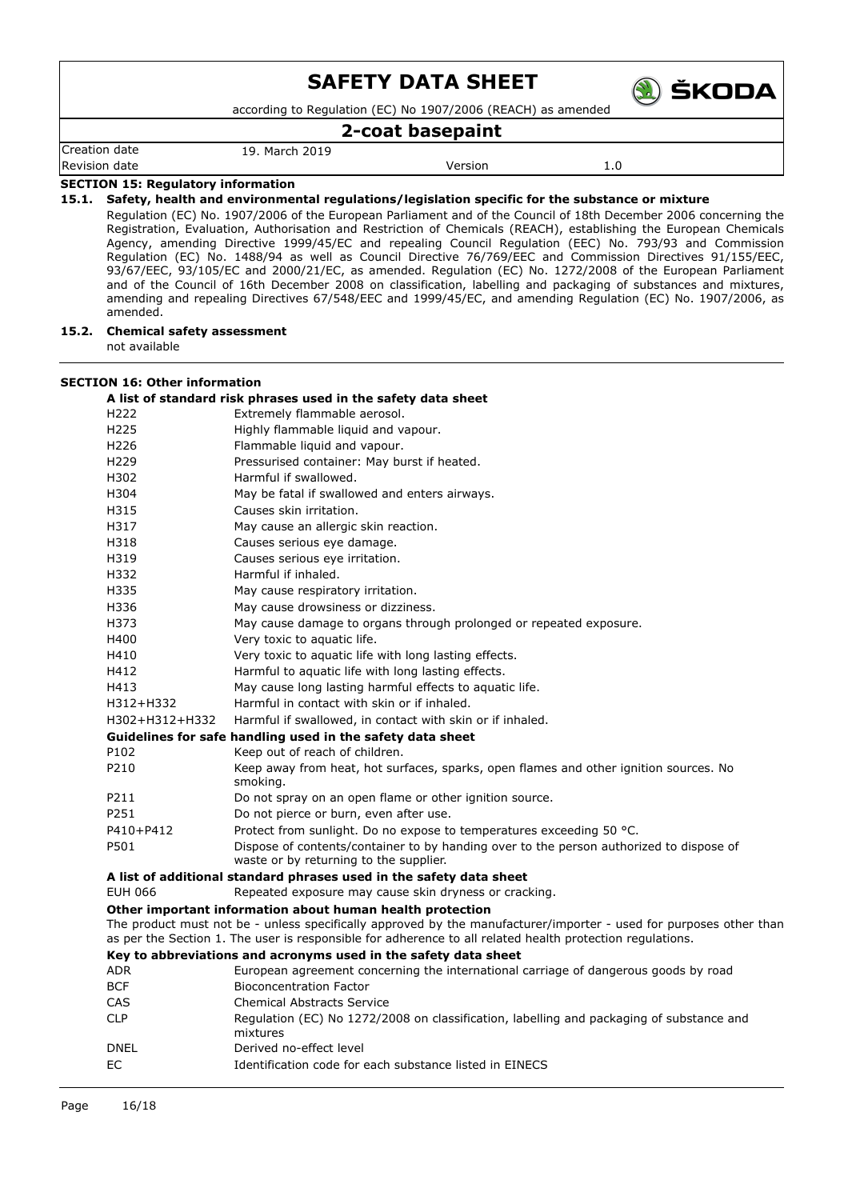# SAFETY DATA SHEET

according to Regulation (EC) No 1907/2006 (REACH) as amended

## 2-coat basepaint

| Creation date | 19. March 2019 | | |
|---|---|---|---|
| Revision date | | Version | 1.0 |

### SECTION 15: Regulatory information

**15.1. Safety, health and environmental regulations/legislation specific for the substance or mixture**

Regulation (EC) No. 1907/2006 of the European Parliament and of the Council of 18th December 2006 concerning the Registration, Evaluation, Authorisation and Restriction of Chemicals (REACH), establishing the European Chemicals Agency, amending Directive 1999/45/EC and repealing Council Regulation (EEC) No. 793/93 and Commission Regulation (EC) No. 1488/94 as well as Council Directive 76/769/EEC and Commission Directives 91/155/EEC, 93/67/EEC, 93/105/EC and 2000/21/EC, as amended. Regulation (EC) No. 1272/2008 of the European Parliament and of the Council of 16th December 2008 on classification, labelling and packaging of substances and mixtures, amending and repealing Directives 67/548/EEC and 1999/45/EC, and amending Regulation (EC) No. 1907/2006, as amended.

**15.2. Chemical safety assessment**

not available

### SECTION 16: Other information

**A list of standard risk phrases used in the safety data sheet**

| | |
|---|---|
| H222 | Extremely flammable aerosol. |
| H225 | Highly flammable liquid and vapour. |
| H226 | Flammable liquid and vapour. |
| H229 | Pressurised container: May burst if heated. |
| H302 | Harmful if swallowed. |
| H304 | May be fatal if swallowed and enters airways. |
| H315 | Causes skin irritation. |
| H317 | May cause an allergic skin reaction. |
| H318 | Causes serious eye damage. |
| H319 | Causes serious eye irritation. |
| H332 | Harmful if inhaled. |
| H335 | May cause respiratory irritation. |
| H336 | May cause drowsiness or dizziness. |
| H373 | May cause damage to organs through prolonged or repeated exposure. |
| H400 | Very toxic to aquatic life. |
| H410 | Very toxic to aquatic life with long lasting effects. |
| H412 | Harmful to aquatic life with long lasting effects. |
| H413 | May cause long lasting harmful effects to aquatic life. |
| H312+H332 | Harmful in contact with skin or if inhaled. |
| H302+H312+H332 | Harmful if swallowed, in contact with skin or if inhaled. |

**Guidelines for safe handling used in the safety data sheet**

| | |
|---|---|
| P102 | Keep out of reach of children. |
| P210 | Keep away from heat, hot surfaces, sparks, open flames and other ignition sources. No smoking. |
| P211 | Do not spray on an open flame or other ignition source. |
| P251 | Do not pierce or burn, even after use. |
| P410+P412 | Protect from sunlight. Do no expose to temperatures exceeding 50 °C. |
| P501 | Dispose of contents/container to by handing over to the person authorized to dispose of waste or by returning to the supplier. |

**A list of additional standard phrases used in the safety data sheet**

| | |
|---|---|
| EUH 066 | Repeated exposure may cause skin dryness or cracking. |

**Other important information about human health protection**

The product must not be - unless specifically approved by the manufacturer/importer - used for purposes other than as per the Section 1. The user is responsible for adherence to all related health protection regulations.

**Key to abbreviations and acronyms used in the safety data sheet**

| | |
|---|---|
| ADR | European agreement concerning the international carriage of dangerous goods by road |
| BCF | Bioconcentration Factor |
| CAS | Chemical Abstracts Service |
| CLP | Regulation (EC) No 1272/2008 on classification, labelling and packaging of substance and mixtures |
| DNEL | Derived no-effect level |
| EC | Identification code for each substance listed in EINECS |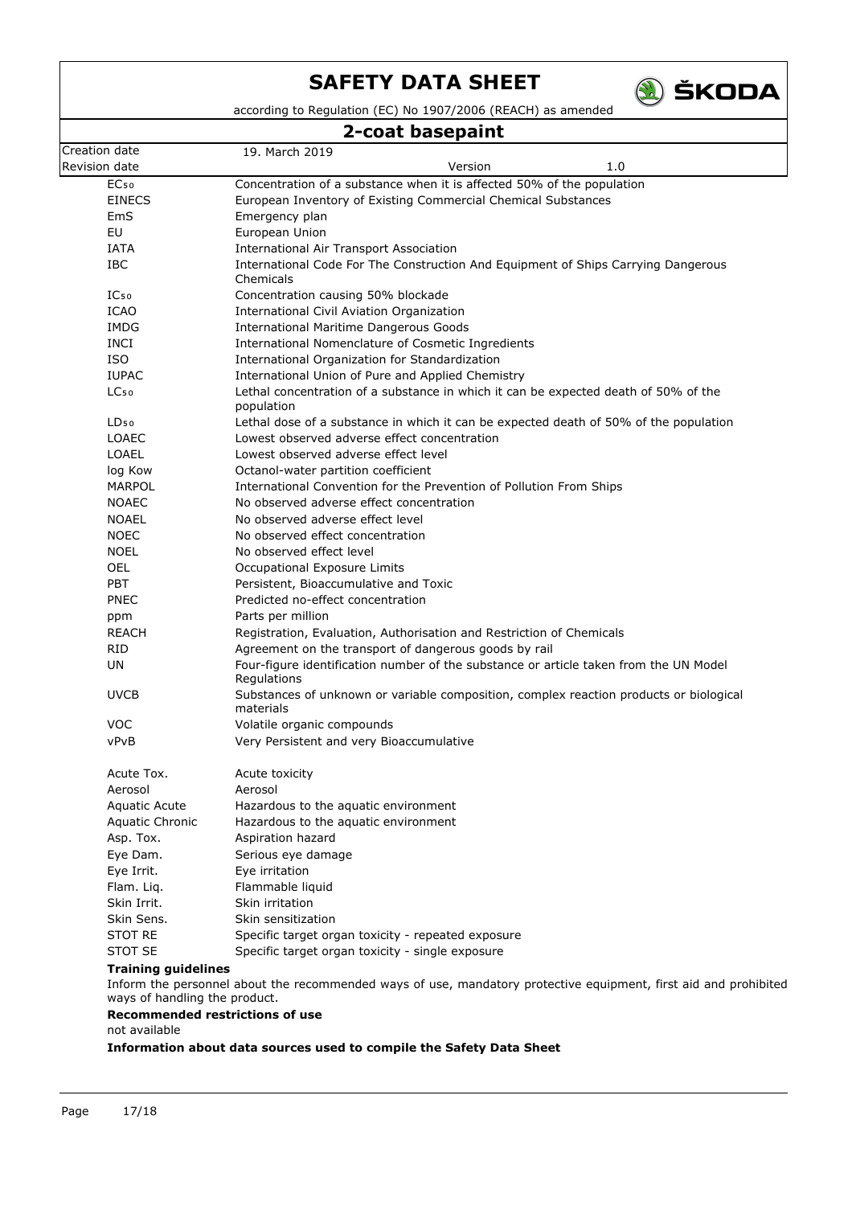| | |
|---|---|
| $EC_{50}$ | Concentration of a substance when it is affected 50% of the population |
| EINECS | European Inventory of Existing Commercial Chemical Substances |
| EmS | Emergency plan |
| EU | European Union |
| IATA | International Air Transport Association |
| IBC | International Code For The Construction And Equipment of Ships Carrying Dangerous Chemicals |
| $IC_{50}$ | Concentration causing 50% blockade |
| ICAO | International Civil Aviation Organization |
| IMDG | International Maritime Dangerous Goods |
| INCI | International Nomenclature of Cosmetic Ingredients |
| ISO | International Organization for Standardization |
| IUPAC | International Union of Pure and Applied Chemistry |
| $LC_{50}$ | Lethal concentration of a substance in which it can be expected death of 50% of the population |
| $LD_{50}$ | Lethal dose of a substance in which it can be expected death of 50% of the population |
| LOAEC | Lowest observed adverse effect concentration |
| LOAEL | Lowest observed adverse effect level |
| log Kow | Octanol-water partition coefficient |
| MARPOL | International Convention for the Prevention of Pollution From Ships |
| NOAEC | No observed adverse effect concentration |
| NOAEL | No observed adverse effect level |
| NOEC | No observed effect concentration |
| NOEL | No observed effect level |
| OEL | Occupational Exposure Limits |
| PBT | Persistent, Bioaccumulative and Toxic |
| PNEC | Predicted no-effect concentration |
| ppm | Parts per million |
| REACH | Registration, Evaluation, Authorisation and Restriction of Chemicals |
| RID | Agreement on the transport of dangerous goods by rail |
| UN | Four-figure identification number of the substance or article taken from the UN Model Regulations |
| UVCB | Substances of unknown or variable composition, complex reaction products or biological materials |
| VOC | Volatile organic compounds |
| vPvB | Very Persistent and very Bioaccumulative |

| | |
|---|---|
| Acute Tox. | Acute toxicity |
| Aerosol | Aerosol |
| Aquatic Acute | Hazardous to the aquatic environment |
| Aquatic Chronic | Hazardous to the aquatic environment |
| Asp. Tox. | Aspiration hazard |
| Eye Dam. | Serious eye damage |
| Eye Irrit. | Eye irritation |
| Flam. Liq. | Flammable liquid |
| Skin Irrit. | Skin irritation |
| Skin Sens. | Skin sensitization |
| STOT RE | Specific target organ toxicity - repeated exposure |
| STOT SE | Specific target organ toxicity - single exposure |

**Training guidelines**

Inform the personnel about the recommended ways of use, mandatory protective equipment, first aid and prohibited ways of handling the product.

**Recommended restrictions of use**

not available

**Information about data sources used to compile the Safety Data Sheet**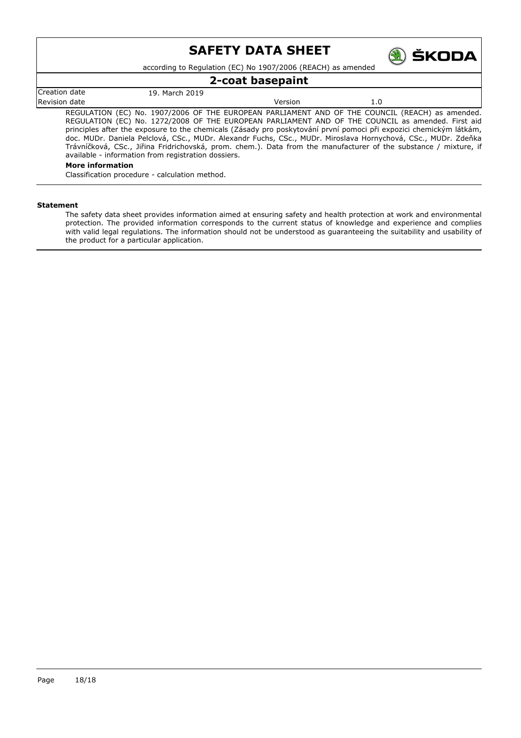REGULATION (EC) No. 1907/2006 OF THE EUROPEAN PARLIAMENT AND OF THE COUNCIL (REACH) as amended. REGULATION (EC) No. 1272/2008 OF THE EUROPEAN PARLIAMENT AND OF THE COUNCIL as amended. First aid principles after the exposure to the chemicals (Zásady pro poskytování první pomoci při expozici chemickým látkám, doc. MUDr. Daniela Pelclová, CSc., MUDr. Alexandr Fuchs, CSc., MUDr. Miroslava Hornychová, CSc., MUDr. Zdeňka Trávníčková, CSc., Jiřina Fridrichovská, prom. chem.). Data from the manufacturer of the substance / mixture, if available - information from registration dossiers.

**More information**

Classification procedure - calculation method.

**Statement**

The safety data sheet provides information aimed at ensuring safety and health protection at work and environmental protection. The provided information corresponds to the current status of knowledge and experience and complies with valid legal regulations. The information should not be understood as guaranteeing the suitability and usability of the product for a particular application.